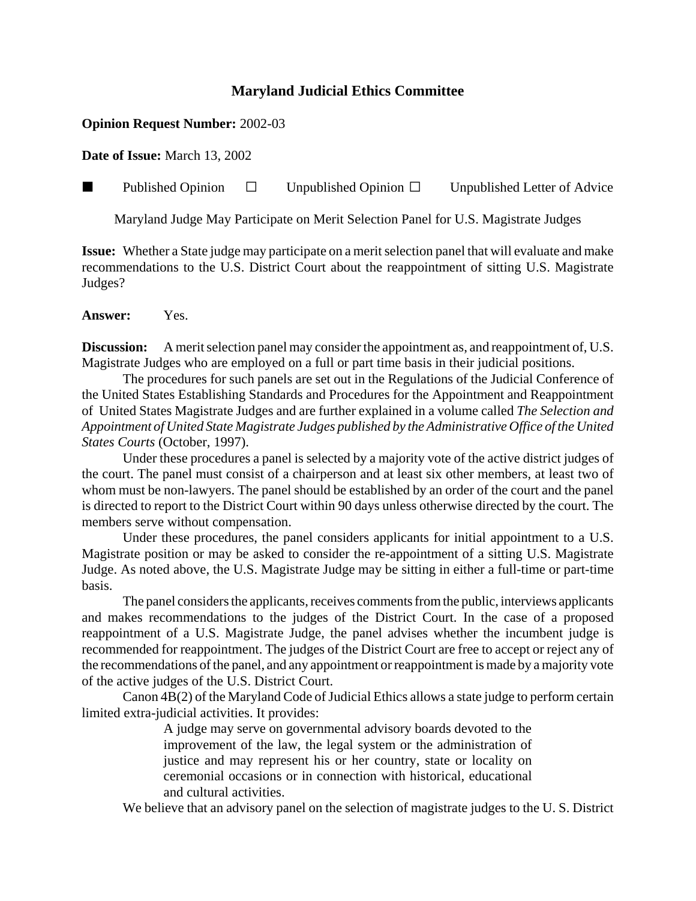# Maryland Judicial Ethics Committee

**Opinion Request Number:** 2002-03

**Date of Issue:** March 13, 2002

■ Published Opinion ☐ Unpublished Opinion ☐ Unpublished Letter of Advice

Maryland Judge May Participate on Merit Selection Panel for U.S. Magistrate Judges

**Issue:** Whether a State judge may participate on a merit selection panel that will evaluate and make recommendations to the U.S. District Court about the reappointment of sitting U.S. Magistrate Judges?

**Answer:** Yes.

**Discussion:** A merit selection panel may consider the appointment as, and reappointment of, U.S. Magistrate Judges who are employed on a full or part time basis in their judicial positions.

The procedures for such panels are set out in the Regulations of the Judicial Conference of the United States Establishing Standards and Procedures for the Appointment and Reappointment of United States Magistrate Judges and are further explained in a volume called *The Selection and Appointment of United State Magistrate Judges published by the Administrative Office of the United States Courts* (October, 1997).

Under these procedures a panel is selected by a majority vote of the active district judges of the court. The panel must consist of a chairperson and at least six other members, at least two of whom must be non-lawyers. The panel should be established by an order of the court and the panel is directed to report to the District Court within 90 days unless otherwise directed by the court. The members serve without compensation.

Under these procedures, the panel considers applicants for initial appointment to a U.S. Magistrate position or may be asked to consider the re-appointment of a sitting U.S. Magistrate Judge. As noted above, the U.S. Magistrate Judge may be sitting in either a full-time or part-time basis.

The panel considers the applicants, receives comments from the public, interviews applicants and makes recommendations to the judges of the District Court. In the case of a proposed reappointment of a U.S. Magistrate Judge, the panel advises whether the incumbent judge is recommended for reappointment. The judges of the District Court are free to accept or reject any of the recommendations of the panel, and any appointment or reappointment is made by a majority vote of the active judges of the U.S. District Court.

Canon 4B(2) of the Maryland Code of Judicial Ethics allows a state judge to perform certain limited extra-judicial activities. It provides:

> A judge may serve on governmental advisory boards devoted to the improvement of the law, the legal system or the administration of justice and may represent his or her country, state or locality on ceremonial occasions or in connection with historical, educational and cultural activities.

We believe that an advisory panel on the selection of magistrate judges to the U. S. District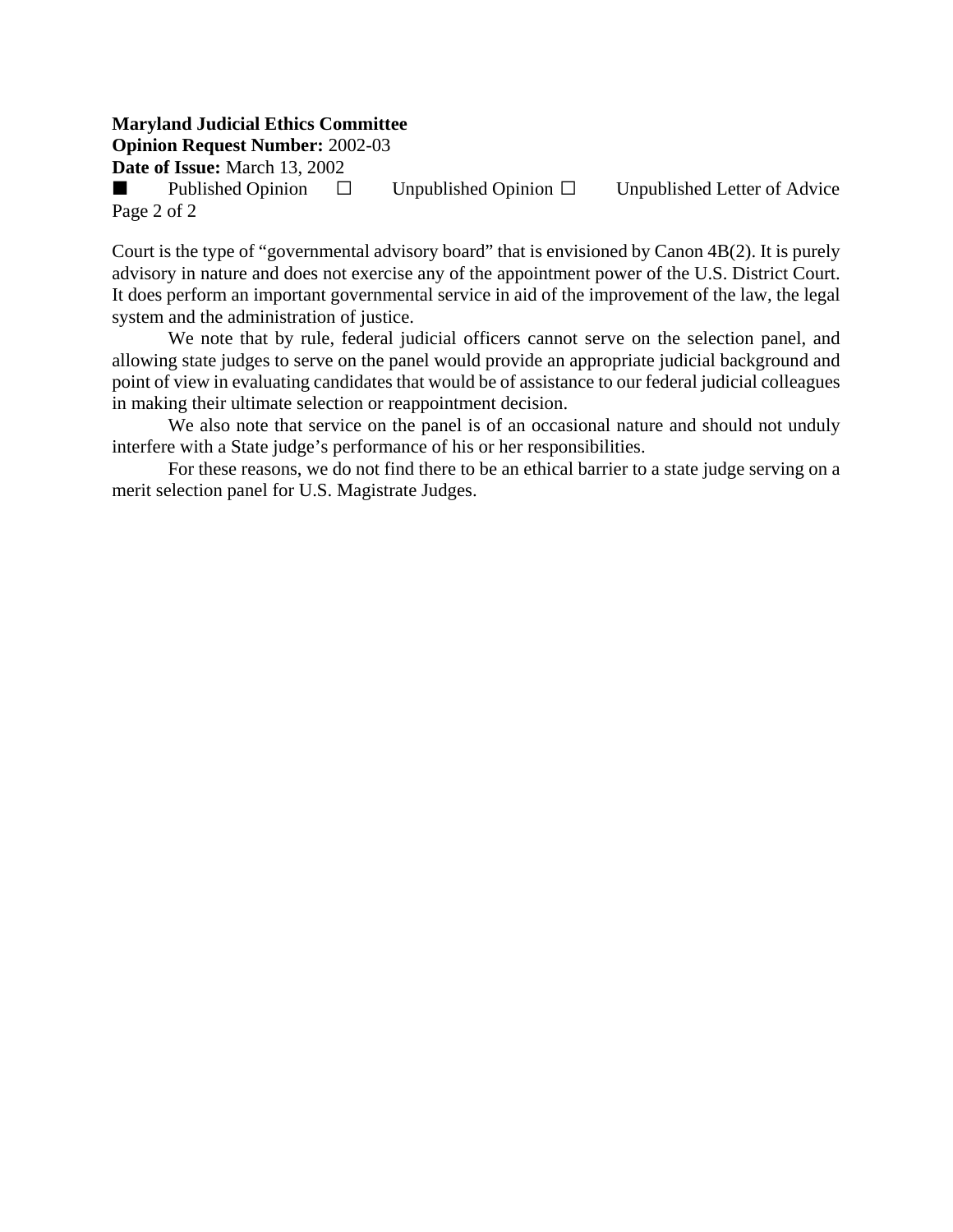Court is the type of "governmental advisory board" that is envisioned by Canon 4B(2). It is purely advisory in nature and does not exercise any of the appointment power of the U.S. District Court. It does perform an important governmental service in aid of the improvement of the law, the legal system and the administration of justice.

We note that by rule, federal judicial officers cannot serve on the selection panel, and allowing state judges to serve on the panel would provide an appropriate judicial background and point of view in evaluating candidates that would be of assistance to our federal judicial colleagues in making their ultimate selection or reappointment decision.

We also note that service on the panel is of an occasional nature and should not unduly interfere with a State judge's performance of his or her responsibilities.

For these reasons, we do not find there to be an ethical barrier to a state judge serving on a merit selection panel for U.S. Magistrate Judges.